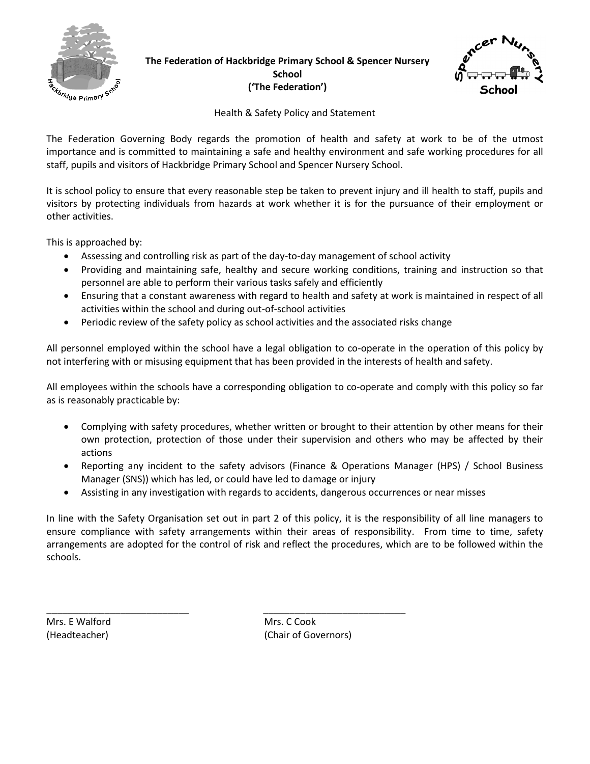# The Federation of Hackbridge Primary School & Spencer Nursery School ('The Federation')

## Health & Safety Policy and Statement

The Federation Governing Body regards the promotion of health and safety at work to be of the utmost importance and is committed to maintaining a safe and healthy environment and safe working procedures for all staff, pupils and visitors of Hackbridge Primary School and Spencer Nursery School.

It is school policy to ensure that every reasonable step be taken to prevent injury and ill health to staff, pupils and visitors by protecting individuals from hazards at work whether it is for the pursuance of their employment or other activities.

This is approached by:

- Assessing and controlling risk as part of the day-to-day management of school activity
- Providing and maintaining safe, healthy and secure working conditions, training and instruction so that personnel are able to perform their various tasks safely and efficiently
- Ensuring that a constant awareness with regard to health and safety at work is maintained in respect of all activities within the school and during out-of-school activities
- Periodic review of the safety policy as school activities and the associated risks change

All personnel employed within the school have a legal obligation to co-operate in the operation of this policy by not interfering with or misusing equipment that has been provided in the interests of health and safety.

All employees within the schools have a corresponding obligation to co-operate and comply with this policy so far as is reasonably practicable by:

- Complying with safety procedures, whether written or brought to their attention by other means for their own protection, protection of those under their supervision and others who may be affected by their actions
- Reporting any incident to the safety advisors (Finance & Operations Manager (HPS) / School Business Manager (SNS)) which has led, or could have led to damage or injury
- Assisting in any investigation with regards to accidents, dangerous occurrences or near misses

In line with the Safety Organisation set out in part 2 of this policy, it is the responsibility of all line managers to ensure compliance with safety arrangements within their areas of responsibility. From time to time, safety arrangements are adopted for the control of risk and reflect the procedures, which are to be followed within the schools.

\_\_\_\_\_\_\_\_\_\_\_\_\_\_\_\_\_\_\_\_\_\_\_\_\_\_\_\_
Mrs. E Walford
(Headteacher)

\_\_\_\_\_\_\_\_\_\_\_\_\_\_\_\_\_\_\_\_\_\_\_\_\_\_\_\_
Mrs. C Cook
(Chair of Governors)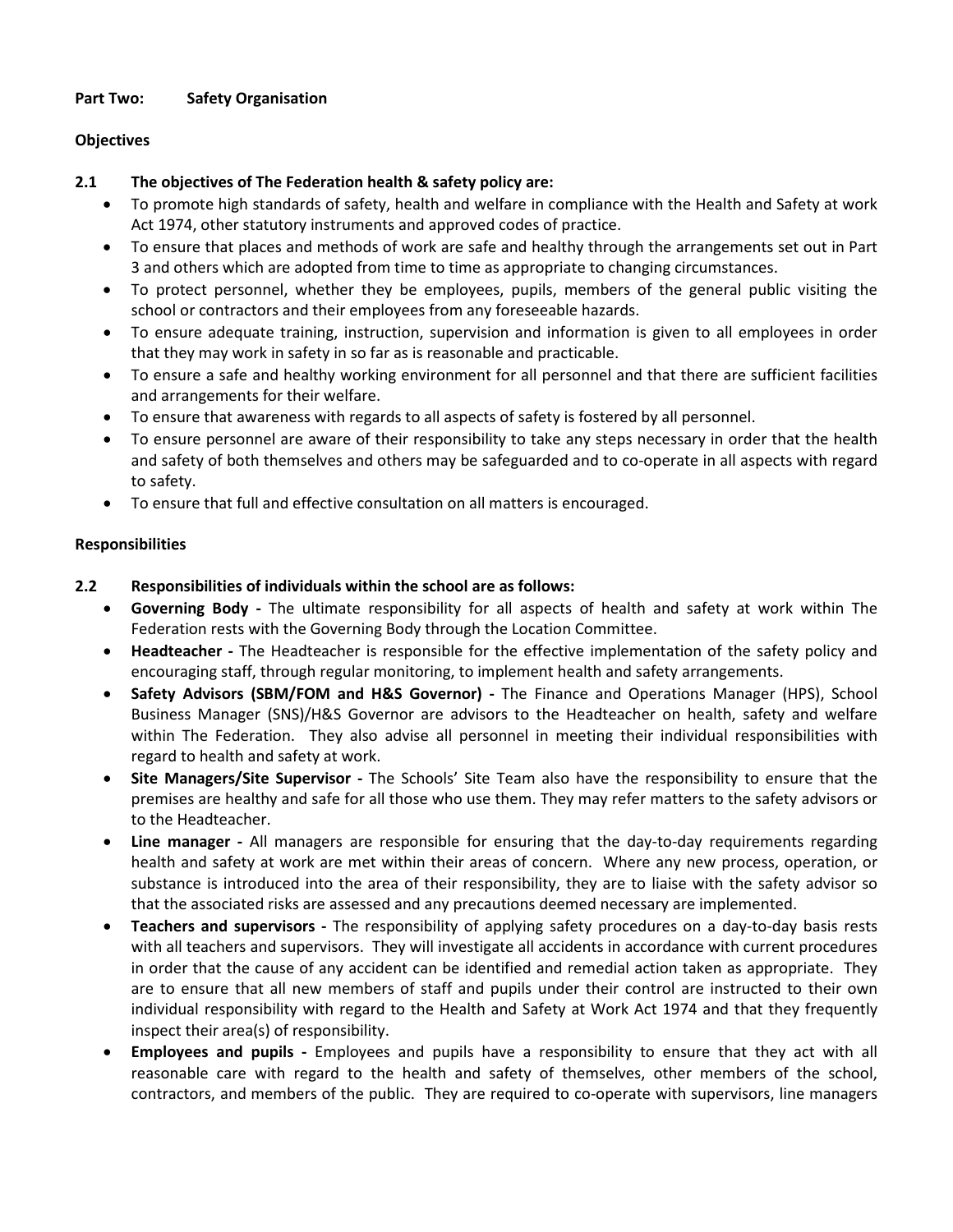## Part Two: Safety Organisation

### Objectives

**2.1 The objectives of The Federation health & safety policy are:**

- To promote high standards of safety, health and welfare in compliance with the Health and Safety at work Act 1974, other statutory instruments and approved codes of practice.
- To ensure that places and methods of work are safe and healthy through the arrangements set out in Part 3 and others which are adopted from time to time as appropriate to changing circumstances.
- To protect personnel, whether they be employees, pupils, members of the general public visiting the school or contractors and their employees from any foreseeable hazards.
- To ensure adequate training, instruction, supervision and information is given to all employees in order that they may work in safety in so far as is reasonable and practicable.
- To ensure a safe and healthy working environment for all personnel and that there are sufficient facilities and arrangements for their welfare.
- To ensure that awareness with regards to all aspects of safety is fostered by all personnel.
- To ensure personnel are aware of their responsibility to take any steps necessary in order that the health and safety of both themselves and others may be safeguarded and to co-operate in all aspects with regard to safety.
- To ensure that full and effective consultation on all matters is encouraged.

### Responsibilities

**2.2 Responsibilities of individuals within the school are as follows:**

- **Governing Body -** The ultimate responsibility for all aspects of health and safety at work within The Federation rests with the Governing Body through the Location Committee.
- **Headteacher -** The Headteacher is responsible for the effective implementation of the safety policy and encouraging staff, through regular monitoring, to implement health and safety arrangements.
- **Safety Advisors (SBM/FOM and H&S Governor) -** The Finance and Operations Manager (HPS), School Business Manager (SNS)/H&S Governor are advisors to the Headteacher on health, safety and welfare within The Federation. They also advise all personnel in meeting their individual responsibilities with regard to health and safety at work.
- **Site Managers/Site Supervisor -** The Schools' Site Team also have the responsibility to ensure that the premises are healthy and safe for all those who use them. They may refer matters to the safety advisors or to the Headteacher.
- **Line manager -** All managers are responsible for ensuring that the day-to-day requirements regarding health and safety at work are met within their areas of concern. Where any new process, operation, or substance is introduced into the area of their responsibility, they are to liaise with the safety advisor so that the associated risks are assessed and any precautions deemed necessary are implemented.
- **Teachers and supervisors -** The responsibility of applying safety procedures on a day-to-day basis rests with all teachers and supervisors. They will investigate all accidents in accordance with current procedures in order that the cause of any accident can be identified and remedial action taken as appropriate. They are to ensure that all new members of staff and pupils under their control are instructed to their own individual responsibility with regard to the Health and Safety at Work Act 1974 and that they frequently inspect their area(s) of responsibility.
- **Employees and pupils -** Employees and pupils have a responsibility to ensure that they act with all reasonable care with regard to the health and safety of themselves, other members of the school, contractors, and members of the public. They are required to co-operate with supervisors, line managers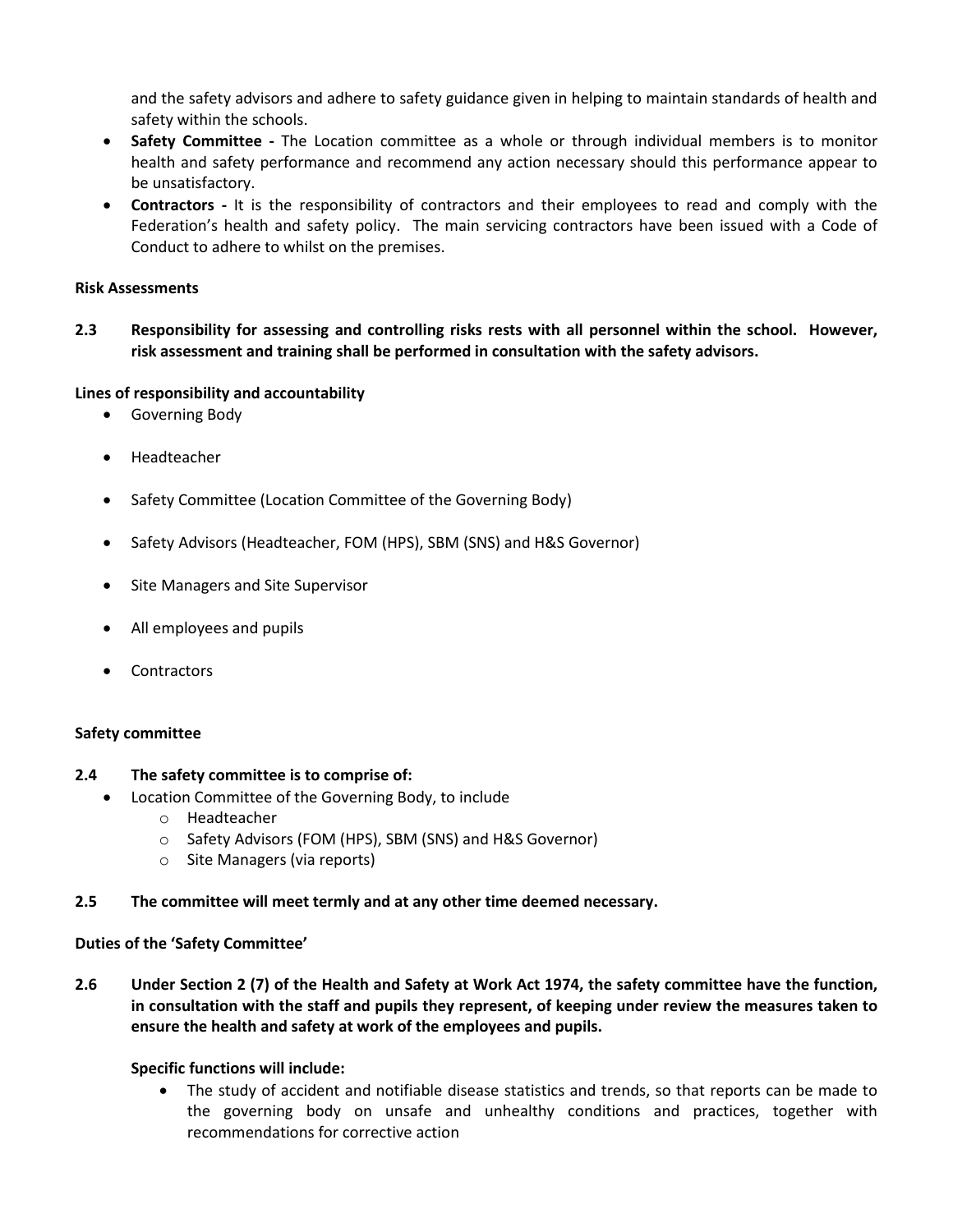and the safety advisors and adhere to safety guidance given in helping to maintain standards of health and safety within the schools.

- **Safety Committee -** The Location committee as a whole or through individual members is to monitor health and safety performance and recommend any action necessary should this performance appear to be unsatisfactory.
- **Contractors -** It is the responsibility of contractors and their employees to read and comply with the Federation's health and safety policy. The main servicing contractors have been issued with a Code of Conduct to adhere to whilst on the premises.

**Risk Assessments**

**2.3 Responsibility for assessing and controlling risks rests with all personnel within the school. However, risk assessment and training shall be performed in consultation with the safety advisors.**

**Lines of responsibility and accountability**

- Governing Body
- Headteacher
- Safety Committee (Location Committee of the Governing Body)
- Safety Advisors (Headteacher, FOM (HPS), SBM (SNS) and H&S Governor)
- Site Managers and Site Supervisor
- All employees and pupils
- Contractors

**Safety committee**

**2.4 The safety committee is to comprise of:**

- Location Committee of the Governing Body, to include
  - Headteacher
  - Safety Advisors (FOM (HPS), SBM (SNS) and H&S Governor)
  - Site Managers (via reports)

**2.5 The committee will meet termly and at any other time deemed necessary.**

**Duties of the 'Safety Committee'**

**2.6 Under Section 2 (7) of the Health and Safety at Work Act 1974, the safety committee have the function, in consultation with the staff and pupils they represent, of keeping under review the measures taken to ensure the health and safety at work of the employees and pupils.**

**Specific functions will include:**

- The study of accident and notifiable disease statistics and trends, so that reports can be made to the governing body on unsafe and unhealthy conditions and practices, together with recommendations for corrective action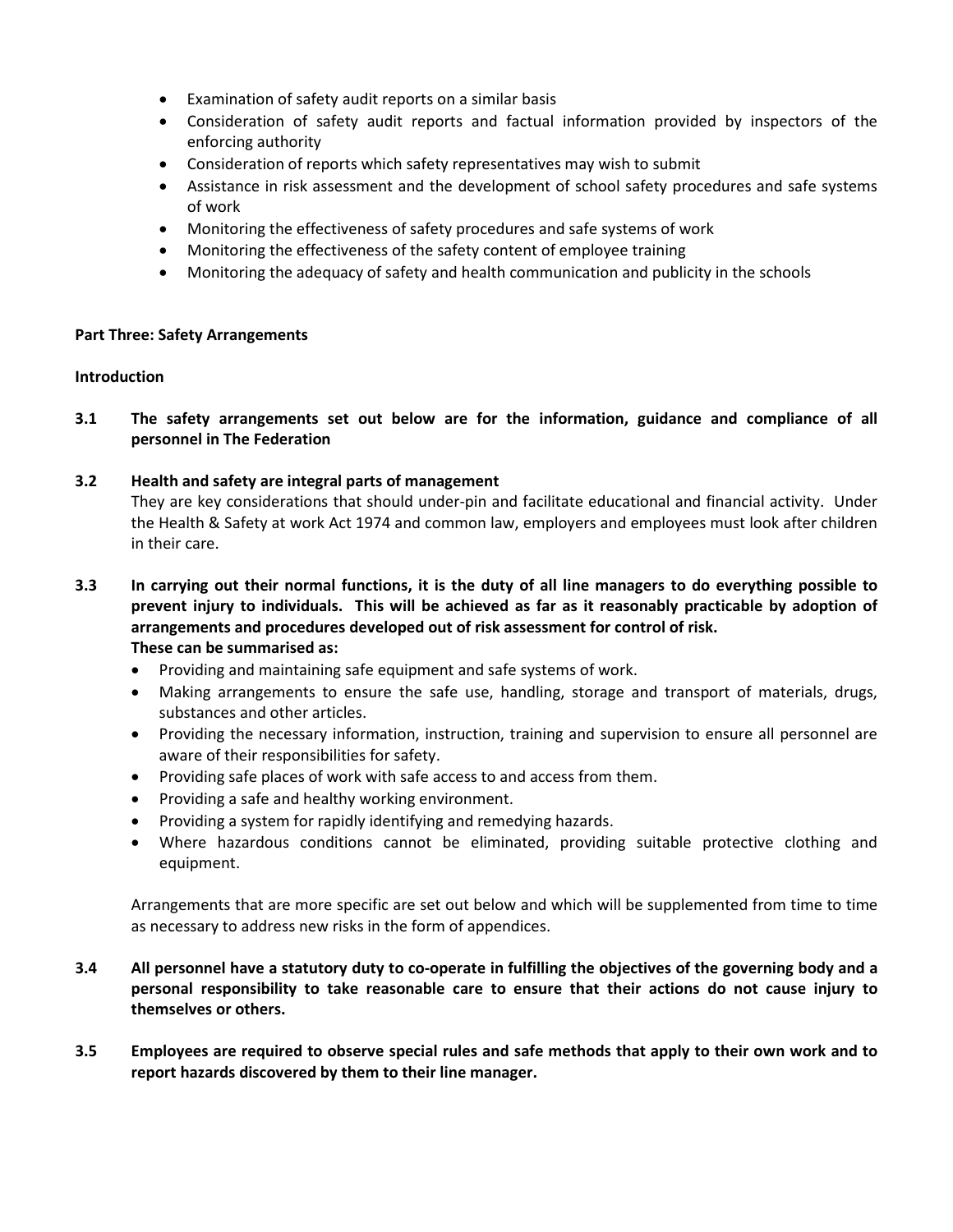- Examination of safety audit reports on a similar basis
- Consideration of safety audit reports and factual information provided by inspectors of the enforcing authority
- Consideration of reports which safety representatives may wish to submit
- Assistance in risk assessment and the development of school safety procedures and safe systems of work
- Monitoring the effectiveness of safety procedures and safe systems of work
- Monitoring the effectiveness of the safety content of employee training
- Monitoring the adequacy of safety and health communication and publicity in the schools

## Part Three: Safety Arrangements

### Introduction

**3.1 The safety arrangements set out below are for the information, guidance and compliance of all personnel in The Federation**

**3.2 Health and safety are integral parts of management**

They are key considerations that should under-pin and facilitate educational and financial activity. Under the Health & Safety at work Act 1974 and common law, employers and employees must look after children in their care.

**3.3 In carrying out their normal functions, it is the duty of all line managers to do everything possible to prevent injury to individuals. This will be achieved as far as it reasonably practicable by adoption of arrangements and procedures developed out of risk assessment for control of risk.**
**These can be summarised as:**

- Providing and maintaining safe equipment and safe systems of work.
- Making arrangements to ensure the safe use, handling, storage and transport of materials, drugs, substances and other articles.
- Providing the necessary information, instruction, training and supervision to ensure all personnel are aware of their responsibilities for safety.
- Providing safe places of work with safe access to and access from them.
- Providing a safe and healthy working environment.
- Providing a system for rapidly identifying and remedying hazards.
- Where hazardous conditions cannot be eliminated, providing suitable protective clothing and equipment.

Arrangements that are more specific are set out below and which will be supplemented from time to time as necessary to address new risks in the form of appendices.

**3.4 All personnel have a statutory duty to co-operate in fulfilling the objectives of the governing body and a personal responsibility to take reasonable care to ensure that their actions do not cause injury to themselves or others.**

**3.5 Employees are required to observe special rules and safe methods that apply to their own work and to report hazards discovered by them to their line manager.**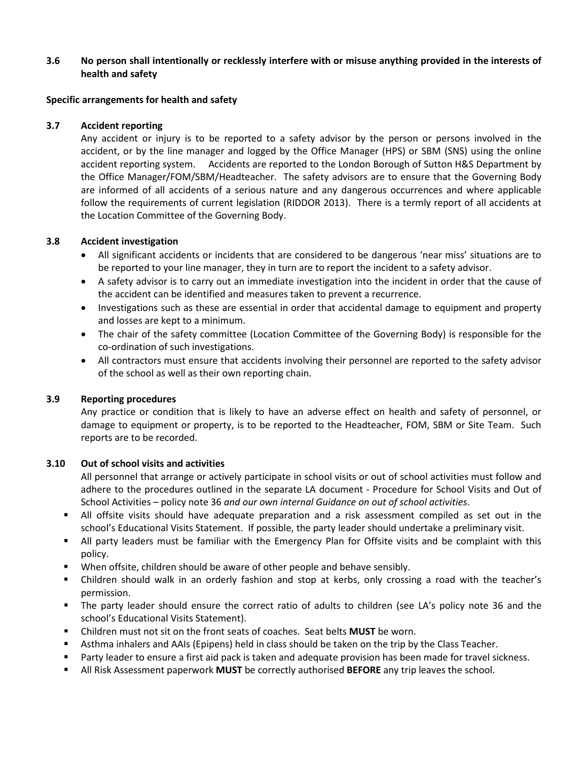**3.6 No person shall intentionally or recklessly interfere with or misuse anything provided in the interests of health and safety**

**Specific arrangements for health and safety**

**3.7 Accident reporting**

Any accident or injury is to be reported to a safety advisor by the person or persons involved in the accident, or by the line manager and logged by the Office Manager (HPS) or SBM (SNS) using the online accident reporting system. Accidents are reported to the London Borough of Sutton H&S Department by the Office Manager/FOM/SBM/Headteacher. The safety advisors are to ensure that the Governing Body are informed of all accidents of a serious nature and any dangerous occurrences and where applicable follow the requirements of current legislation (RIDDOR 2013). There is a termly report of all accidents at the Location Committee of the Governing Body.

**3.8 Accident investigation**

- All significant accidents or incidents that are considered to be dangerous 'near miss' situations are to be reported to your line manager, they in turn are to report the incident to a safety advisor.
- A safety advisor is to carry out an immediate investigation into the incident in order that the cause of the accident can be identified and measures taken to prevent a recurrence.
- Investigations such as these are essential in order that accidental damage to equipment and property and losses are kept to a minimum.
- The chair of the safety committee (Location Committee of the Governing Body) is responsible for the co-ordination of such investigations.
- All contractors must ensure that accidents involving their personnel are reported to the safety advisor of the school as well as their own reporting chain.

**3.9 Reporting procedures**

Any practice or condition that is likely to have an adverse effect on health and safety of personnel, or damage to equipment or property, is to be reported to the Headteacher, FOM, SBM or Site Team. Such reports are to be recorded.

**3.10 Out of school visits and activities**

All personnel that arrange or actively participate in school visits or out of school activities must follow and adhere to the procedures outlined in the separate LA document - Procedure for School Visits and Out of School Activities – policy note 36 *and our own internal Guidance on out of school activities*.

- All offsite visits should have adequate preparation and a risk assessment compiled as set out in the school's Educational Visits Statement. If possible, the party leader should undertake a preliminary visit.
- All party leaders must be familiar with the Emergency Plan for Offsite visits and be complaint with this policy.
- When offsite, children should be aware of other people and behave sensibly.
- Children should walk in an orderly fashion and stop at kerbs, only crossing a road with the teacher's permission.
- The party leader should ensure the correct ratio of adults to children (see LA's policy note 36 and the school's Educational Visits Statement).
- Children must not sit on the front seats of coaches. Seat belts **MUST** be worn.
- Asthma inhalers and AAIs (Epipens) held in class should be taken on the trip by the Class Teacher.
- Party leader to ensure a first aid pack is taken and adequate provision has been made for travel sickness.
- All Risk Assessment paperwork **MUST** be correctly authorised **BEFORE** any trip leaves the school.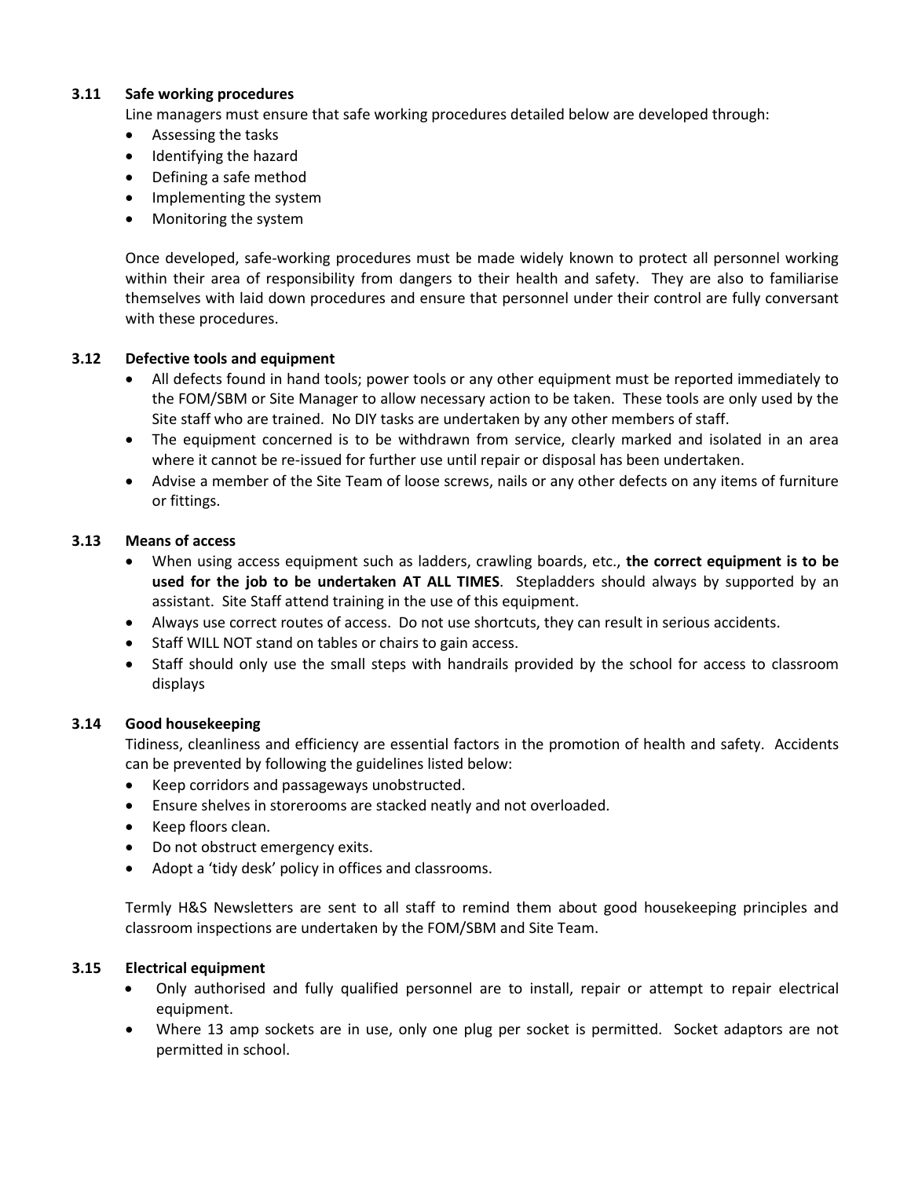### 3.11 Safe working procedures

Line managers must ensure that safe working procedures detailed below are developed through:

- Assessing the tasks
- Identifying the hazard
- Defining a safe method
- Implementing the system
- Monitoring the system

Once developed, safe-working procedures must be made widely known to protect all personnel working within their area of responsibility from dangers to their health and safety. They are also to familiarise themselves with laid down procedures and ensure that personnel under their control are fully conversant with these procedures.

### 3.12 Defective tools and equipment

- All defects found in hand tools; power tools or any other equipment must be reported immediately to the FOM/SBM or Site Manager to allow necessary action to be taken. These tools are only used by the Site staff who are trained. No DIY tasks are undertaken by any other members of staff.
- The equipment concerned is to be withdrawn from service, clearly marked and isolated in an area where it cannot be re-issued for further use until repair or disposal has been undertaken.
- Advise a member of the Site Team of loose screws, nails or any other defects on any items of furniture or fittings.

### 3.13 Means of access

- When using access equipment such as ladders, crawling boards, etc., **the correct equipment is to be used for the job to be undertaken AT ALL TIMES**. Stepladders should always by supported by an assistant. Site Staff attend training in the use of this equipment.
- Always use correct routes of access. Do not use shortcuts, they can result in serious accidents.
- Staff WILL NOT stand on tables or chairs to gain access.
- Staff should only use the small steps with handrails provided by the school for access to classroom displays

### 3.14 Good housekeeping

Tidiness, cleanliness and efficiency are essential factors in the promotion of health and safety. Accidents can be prevented by following the guidelines listed below:

- Keep corridors and passageways unobstructed.
- Ensure shelves in storerooms are stacked neatly and not overloaded.
- Keep floors clean.
- Do not obstruct emergency exits.
- Adopt a 'tidy desk' policy in offices and classrooms.

Termly H&S Newsletters are sent to all staff to remind them about good housekeeping principles and classroom inspections are undertaken by the FOM/SBM and Site Team.

### 3.15 Electrical equipment

- Only authorised and fully qualified personnel are to install, repair or attempt to repair electrical equipment.
- Where 13 amp sockets are in use, only one plug per socket is permitted. Socket adaptors are not permitted in school.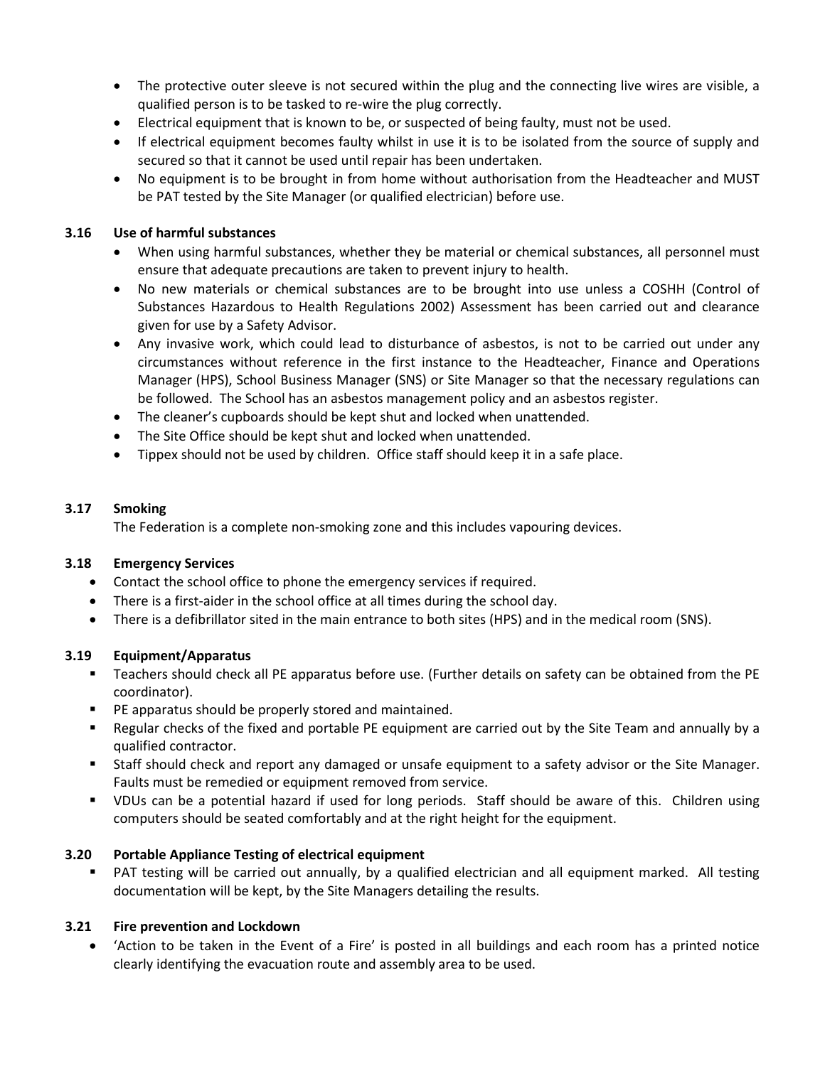- The protective outer sleeve is not secured within the plug and the connecting live wires are visible, a qualified person is to be tasked to re-wire the plug correctly.
- Electrical equipment that is known to be, or suspected of being faulty, must not be used.
- If electrical equipment becomes faulty whilst in use it is to be isolated from the source of supply and secured so that it cannot be used until repair has been undertaken.
- No equipment is to be brought in from home without authorisation from the Headteacher and MUST be PAT tested by the Site Manager (or qualified electrician) before use.

### 3.16 Use of harmful substances

- When using harmful substances, whether they be material or chemical substances, all personnel must ensure that adequate precautions are taken to prevent injury to health.
- No new materials or chemical substances are to be brought into use unless a COSHH (Control of Substances Hazardous to Health Regulations 2002) Assessment has been carried out and clearance given for use by a Safety Advisor.
- Any invasive work, which could lead to disturbance of asbestos, is not to be carried out under any circumstances without reference in the first instance to the Headteacher, Finance and Operations Manager (HPS), School Business Manager (SNS) or Site Manager so that the necessary regulations can be followed. The School has an asbestos management policy and an asbestos register.
- The cleaner's cupboards should be kept shut and locked when unattended.
- The Site Office should be kept shut and locked when unattended.
- Tippex should not be used by children. Office staff should keep it in a safe place.

### 3.17 Smoking

The Federation is a complete non-smoking zone and this includes vapouring devices.

### 3.18 Emergency Services

- Contact the school office to phone the emergency services if required.
- There is a first-aider in the school office at all times during the school day.
- There is a defibrillator sited in the main entrance to both sites (HPS) and in the medical room (SNS).

### 3.19 Equipment/Apparatus

- Teachers should check all PE apparatus before use. (Further details on safety can be obtained from the PE coordinator).
- PE apparatus should be properly stored and maintained.
- Regular checks of the fixed and portable PE equipment are carried out by the Site Team and annually by a qualified contractor.
- Staff should check and report any damaged or unsafe equipment to a safety advisor or the Site Manager. Faults must be remedied or equipment removed from service.
- VDUs can be a potential hazard if used for long periods. Staff should be aware of this. Children using computers should be seated comfortably and at the right height for the equipment.

### 3.20 Portable Appliance Testing of electrical equipment

- PAT testing will be carried out annually, by a qualified electrician and all equipment marked. All testing documentation will be kept, by the Site Managers detailing the results.

### 3.21 Fire prevention and Lockdown

- 'Action to be taken in the Event of a Fire' is posted in all buildings and each room has a printed notice clearly identifying the evacuation route and assembly area to be used.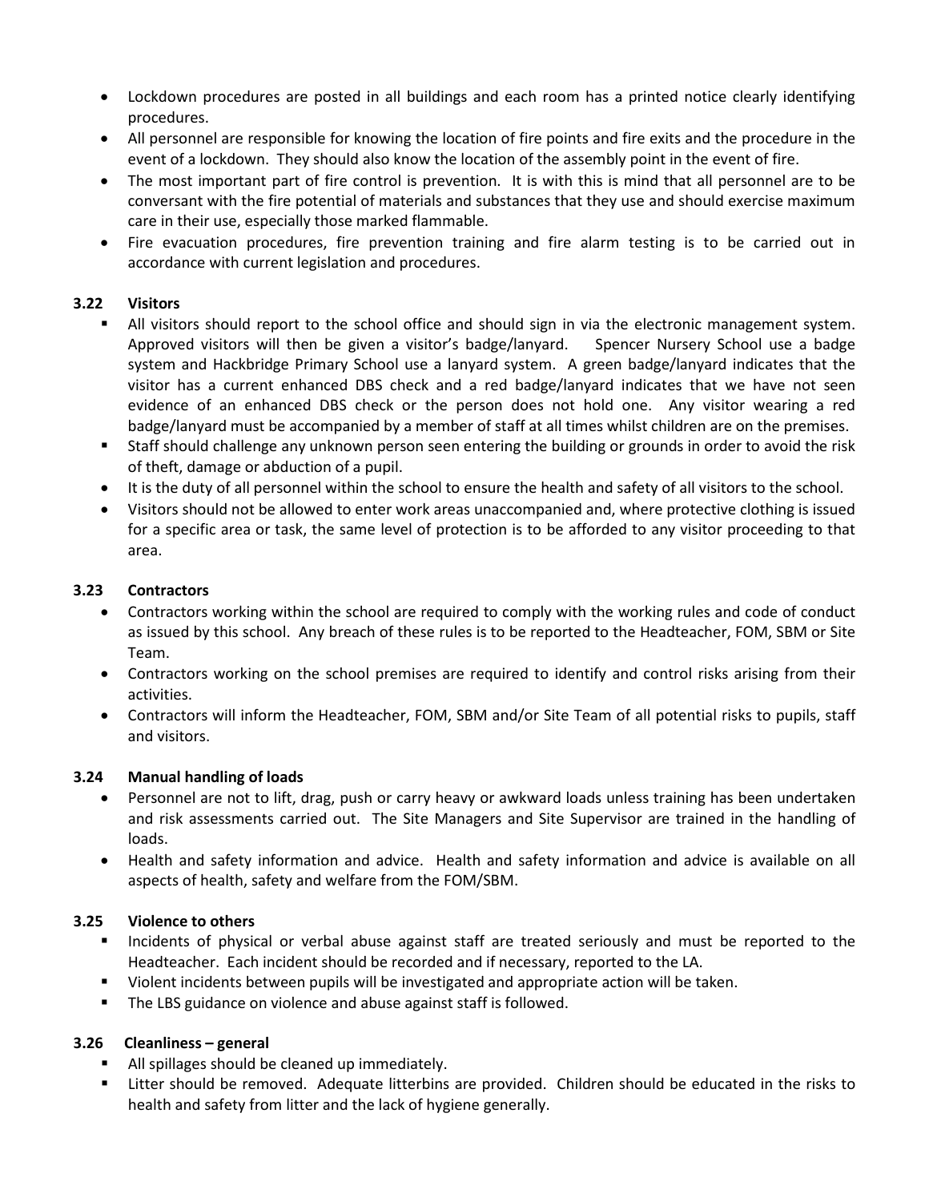- Lockdown procedures are posted in all buildings and each room has a printed notice clearly identifying procedures.
- All personnel are responsible for knowing the location of fire points and fire exits and the procedure in the event of a lockdown. They should also know the location of the assembly point in the event of fire.
- The most important part of fire control is prevention. It is with this is mind that all personnel are to be conversant with the fire potential of materials and substances that they use and should exercise maximum care in their use, especially those marked flammable.
- Fire evacuation procedures, fire prevention training and fire alarm testing is to be carried out in accordance with current legislation and procedures.

### 3.22 Visitors

- All visitors should report to the school office and should sign in via the electronic management system. Approved visitors will then be given a visitor's badge/lanyard. Spencer Nursery School use a badge system and Hackbridge Primary School use a lanyard system. A green badge/lanyard indicates that the visitor has a current enhanced DBS check and a red badge/lanyard indicates that we have not seen evidence of an enhanced DBS check or the person does not hold one. Any visitor wearing a red badge/lanyard must be accompanied by a member of staff at all times whilst children are on the premises.
- Staff should challenge any unknown person seen entering the building or grounds in order to avoid the risk of theft, damage or abduction of a pupil.
- It is the duty of all personnel within the school to ensure the health and safety of all visitors to the school.
- Visitors should not be allowed to enter work areas unaccompanied and, where protective clothing is issued for a specific area or task, the same level of protection is to be afforded to any visitor proceeding to that area.

### 3.23 Contractors

- Contractors working within the school are required to comply with the working rules and code of conduct as issued by this school. Any breach of these rules is to be reported to the Headteacher, FOM, SBM or Site Team.
- Contractors working on the school premises are required to identify and control risks arising from their activities.
- Contractors will inform the Headteacher, FOM, SBM and/or Site Team of all potential risks to pupils, staff and visitors.

### 3.24 Manual handling of loads

- Personnel are not to lift, drag, push or carry heavy or awkward loads unless training has been undertaken and risk assessments carried out. The Site Managers and Site Supervisor are trained in the handling of loads.
- Health and safety information and advice. Health and safety information and advice is available on all aspects of health, safety and welfare from the FOM/SBM.

### 3.25 Violence to others

- Incidents of physical or verbal abuse against staff are treated seriously and must be reported to the Headteacher. Each incident should be recorded and if necessary, reported to the LA.
- Violent incidents between pupils will be investigated and appropriate action will be taken.
- The LBS guidance on violence and abuse against staff is followed.

### 3.26 Cleanliness – general

- All spillages should be cleaned up immediately.
- Litter should be removed. Adequate litterbins are provided. Children should be educated in the risks to health and safety from litter and the lack of hygiene generally.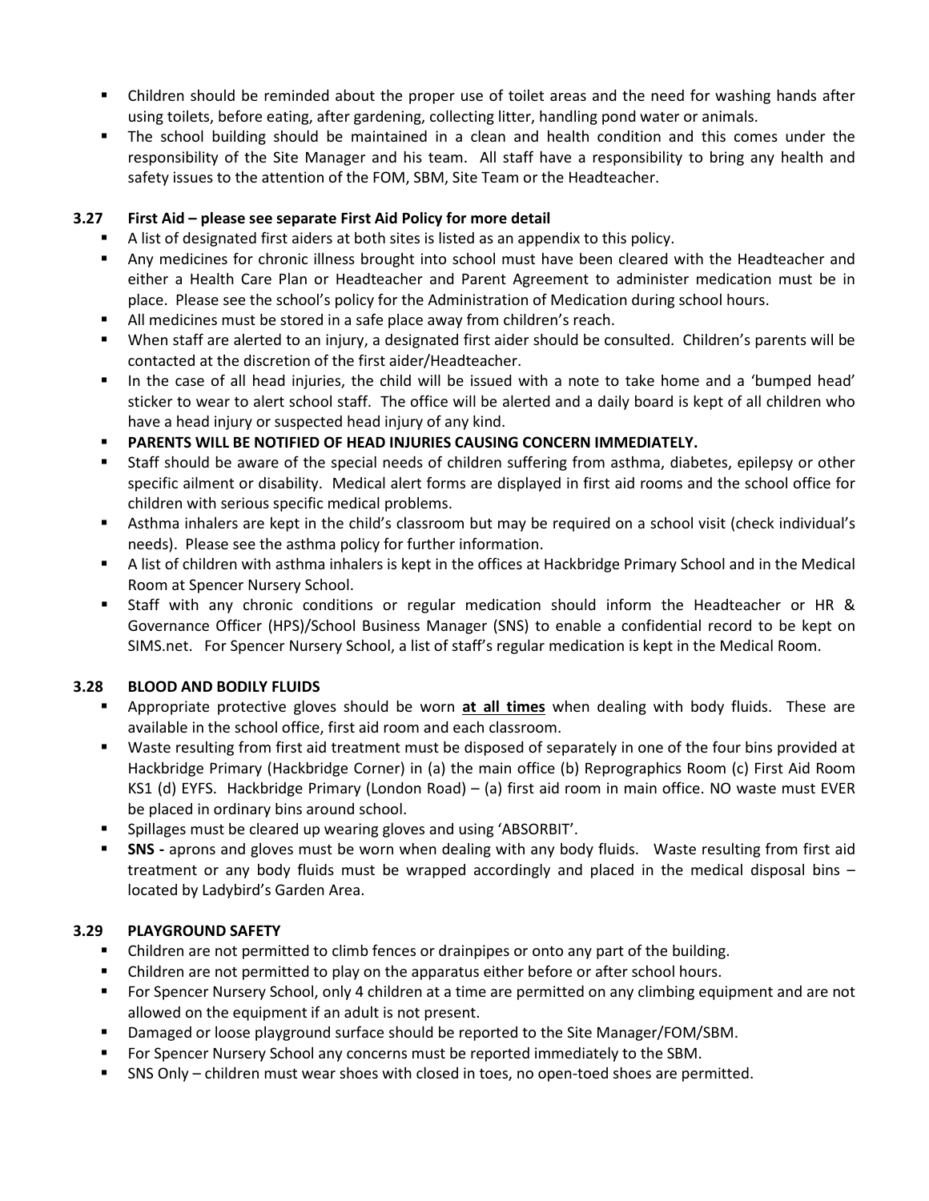- Children should be reminded about the proper use of toilet areas and the need for washing hands after using toilets, before eating, after gardening, collecting litter, handling pond water or animals.
- The school building should be maintained in a clean and health condition and this comes under the responsibility of the Site Manager and his team. All staff have a responsibility to bring any health and safety issues to the attention of the FOM, SBM, Site Team or the Headteacher.

### 3.27 First Aid – please see separate First Aid Policy for more detail

- A list of designated first aiders at both sites is listed as an appendix to this policy.
- Any medicines for chronic illness brought into school must have been cleared with the Headteacher and either a Health Care Plan or Headteacher and Parent Agreement to administer medication must be in place. Please see the school's policy for the Administration of Medication during school hours.
- All medicines must be stored in a safe place away from children's reach.
- When staff are alerted to an injury, a designated first aider should be consulted. Children's parents will be contacted at the discretion of the first aider/Headteacher.
- In the case of all head injuries, the child will be issued with a note to take home and a 'bumped head' sticker to wear to alert school staff. The office will be alerted and a daily board is kept of all children who have a head injury or suspected head injury of any kind.
- **PARENTS WILL BE NOTIFIED OF HEAD INJURIES CAUSING CONCERN IMMEDIATELY.**
- Staff should be aware of the special needs of children suffering from asthma, diabetes, epilepsy or other specific ailment or disability. Medical alert forms are displayed in first aid rooms and the school office for children with serious specific medical problems.
- Asthma inhalers are kept in the child's classroom but may be required on a school visit (check individual's needs). Please see the asthma policy for further information.
- A list of children with asthma inhalers is kept in the offices at Hackbridge Primary School and in the Medical Room at Spencer Nursery School.
- Staff with any chronic conditions or regular medication should inform the Headteacher or HR & Governance Officer (HPS)/School Business Manager (SNS) to enable a confidential record to be kept on SIMS.net. For Spencer Nursery School, a list of staff's regular medication is kept in the Medical Room.

### 3.28 BLOOD AND BODILY FLUIDS

- Appropriate protective gloves should be worn **at all times** when dealing with body fluids. These are available in the school office, first aid room and each classroom.
- Waste resulting from first aid treatment must be disposed of separately in one of the four bins provided at Hackbridge Primary (Hackbridge Corner) in (a) the main office (b) Reprographics Room (c) First Aid Room KS1 (d) EYFS. Hackbridge Primary (London Road) – (a) first aid room in main office. NO waste must EVER be placed in ordinary bins around school.
- Spillages must be cleared up wearing gloves and using 'ABSORBIT'.
- **SNS -** aprons and gloves must be worn when dealing with any body fluids. Waste resulting from first aid treatment or any body fluids must be wrapped accordingly and placed in the medical disposal bins – located by Ladybird's Garden Area.

### 3.29 PLAYGROUND SAFETY

- Children are not permitted to climb fences or drainpipes or onto any part of the building.
- Children are not permitted to play on the apparatus either before or after school hours.
- For Spencer Nursery School, only 4 children at a time are permitted on any climbing equipment and are not allowed on the equipment if an adult is not present.
- Damaged or loose playground surface should be reported to the Site Manager/FOM/SBM.
- For Spencer Nursery School any concerns must be reported immediately to the SBM.
- SNS Only – children must wear shoes with closed in toes, no open-toed shoes are permitted.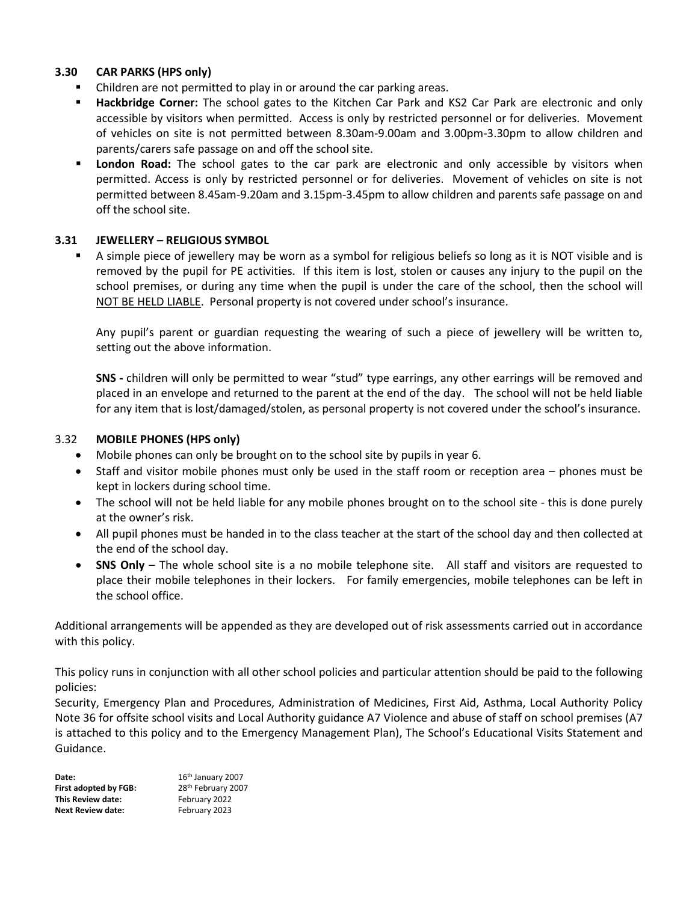### 3.30 CAR PARKS (HPS only)

- Children are not permitted to play in or around the car parking areas.
- **Hackbridge Corner:** The school gates to the Kitchen Car Park and KS2 Car Park are electronic and only accessible by visitors when permitted. Access is only by restricted personnel or for deliveries. Movement of vehicles on site is not permitted between 8.30am-9.00am and 3.00pm-3.30pm to allow children and parents/carers safe passage on and off the school site.
- **London Road:** The school gates to the car park are electronic and only accessible by visitors when permitted. Access is only by restricted personnel or for deliveries. Movement of vehicles on site is not permitted between 8.45am-9.20am and 3.15pm-3.45pm to allow children and parents safe passage on and off the school site.

### 3.31 JEWELLERY – RELIGIOUS SYMBOL

- A simple piece of jewellery may be worn as a symbol for religious beliefs so long as it is NOT visible and is removed by the pupil for PE activities. If this item is lost, stolen or causes any injury to the pupil on the school premises, or during any time when the pupil is under the care of the school, then the school will NOT BE HELD LIABLE. Personal property is not covered under school's insurance.

  Any pupil's parent or guardian requesting the wearing of such a piece of jewellery will be written to, setting out the above information.

  **SNS -** children will only be permitted to wear "stud" type earrings, any other earrings will be removed and placed in an envelope and returned to the parent at the end of the day. The school will not be held liable for any item that is lost/damaged/stolen, as personal property is not covered under the school's insurance.

### 3.32 MOBILE PHONES (HPS only)

- Mobile phones can only be brought on to the school site by pupils in year 6.
- Staff and visitor mobile phones must only be used in the staff room or reception area – phones must be kept in lockers during school time.
- The school will not be held liable for any mobile phones brought on to the school site - this is done purely at the owner's risk.
- All pupil phones must be handed in to the class teacher at the start of the school day and then collected at the end of the school day.
- **SNS Only** – The whole school site is a no mobile telephone site. All staff and visitors are requested to place their mobile telephones in their lockers. For family emergencies, mobile telephones can be left in the school office.

Additional arrangements will be appended as they are developed out of risk assessments carried out in accordance with this policy.

This policy runs in conjunction with all other school policies and particular attention should be paid to the following policies:
Security, Emergency Plan and Procedures, Administration of Medicines, First Aid, Asthma, Local Authority Policy Note 36 for offsite school visits and Local Authority guidance A7 Violence and abuse of staff on school premises (A7 is attached to this policy and to the Emergency Management Plan), The School's Educational Visits Statement and Guidance.

**Date:** 16th January 2007
**First adopted by FGB:** 28th February 2007
**This Review date:** February 2022
**Next Review date:** February 2023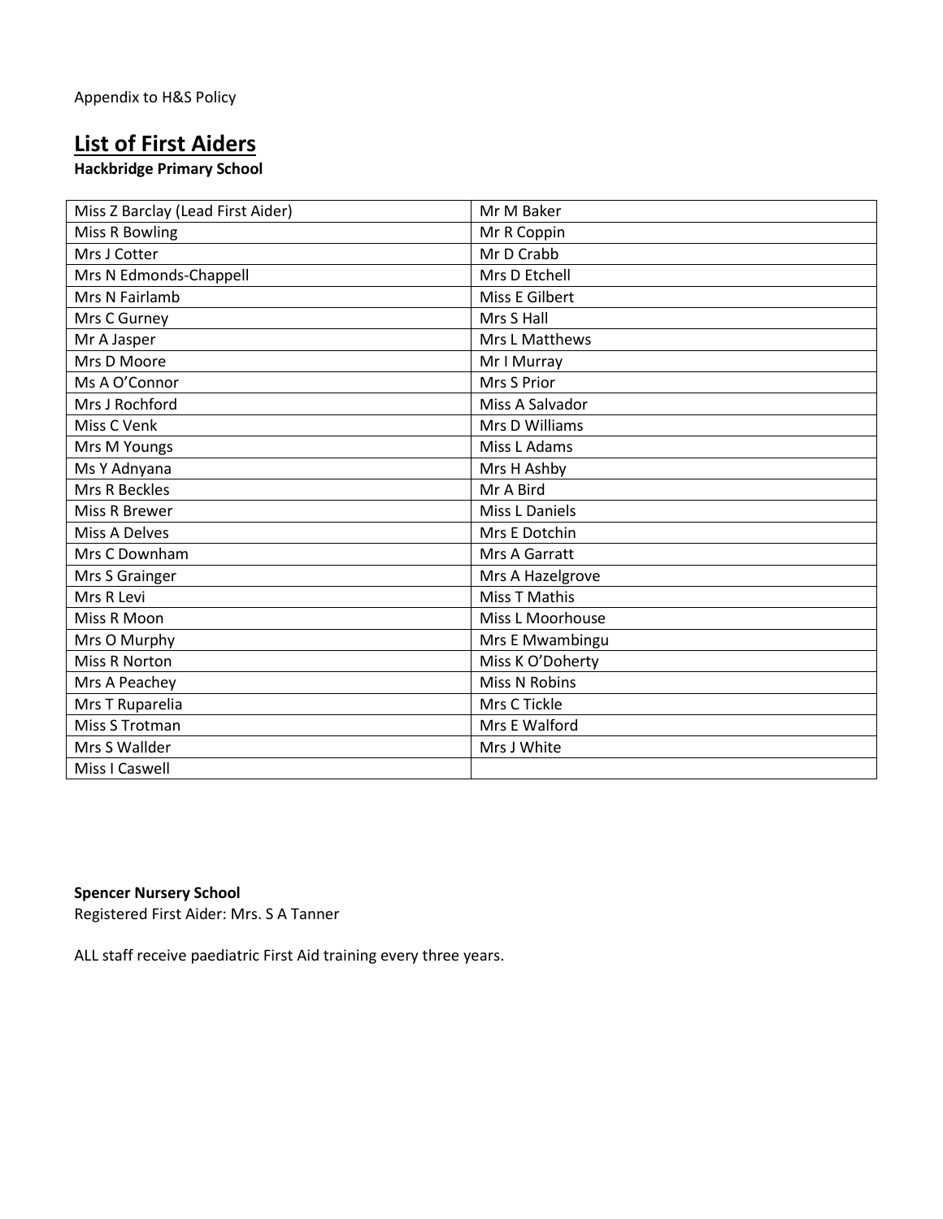Appendix to H&S Policy

# List of First Aiders

**Hackbridge Primary School**

| | |
|---|---|
| Miss Z Barclay (Lead First Aider) | Mr M Baker |
| Miss R Bowling | Mr R Coppin |
| Mrs J Cotter | Mr D Crabb |
| Mrs N Edmonds-Chappell | Mrs D Etchell |
| Mrs N Fairlamb | Miss E Gilbert |
| Mrs C Gurney | Mrs S Hall |
| Mr A Jasper | Mrs L Matthews |
| Mrs D Moore | Mr I Murray |
| Ms A O'Connor | Mrs S Prior |
| Mrs J Rochford | Miss A Salvador |
| Miss C Venk | Mrs D Williams |
| Mrs M Youngs | Miss L Adams |
| Ms Y Adnyana | Mrs H Ashby |
| Mrs R Beckles | Mr A Bird |
| Miss R Brewer | Miss L Daniels |
| Miss A Delves | Mrs E Dotchin |
| Mrs C Downham | Mrs A Garratt |
| Mrs S Grainger | Mrs A Hazelgrove |
| Mrs R Levi | Miss T Mathis |
| Miss R Moon | Miss L Moorhouse |
| Mrs O Murphy | Mrs E Mwambingu |
| Miss R Norton | Miss K O'Doherty |
| Mrs A Peachey | Miss N Robins |
| Mrs T Ruparelia | Mrs C Tickle |
| Miss S Trotman | Mrs E Walford |
| Mrs S Wallder | Mrs J White |
| Miss I Caswell | |

**Spencer Nursery School**

Registered First Aider: Mrs. S A Tanner

ALL staff receive paediatric First Aid training every three years.